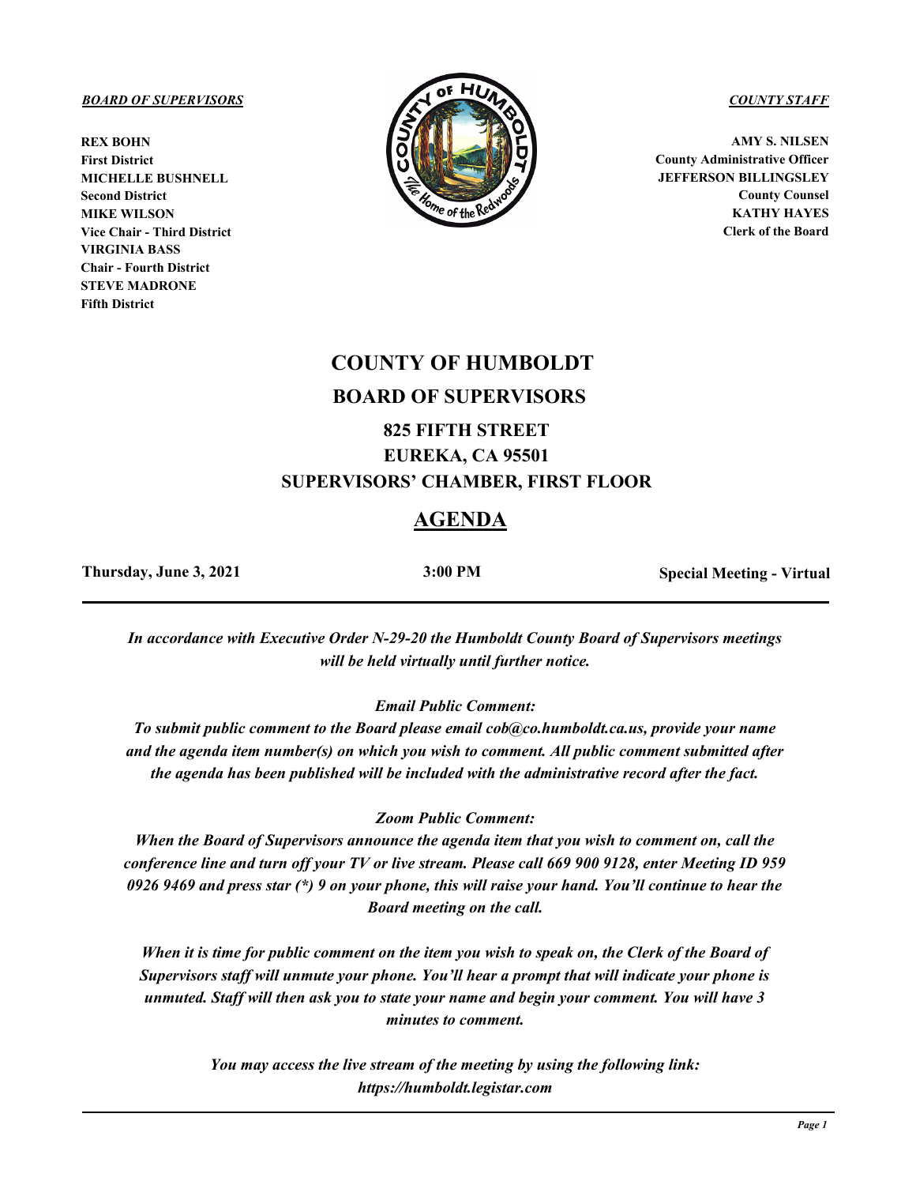***BOARD OF SUPERVISORS***

**REX BOHN**
**First District**
**MICHELLE BUSHNELL**
**Second District**
**MIKE WILSON**
**Vice Chair - Third District**
**VIRGINIA BASS**
**Chair - Fourth District**
**STEVE MADRONE**
**Fifth District**

***COUNTY STAFF***

**AMY S. NILSEN**
**County Administrative Officer**
**JEFFERSON BILLINGSLEY**
**County Counsel**
**KATHY HAYES**
**Clerk of the Board**

# COUNTY OF HUMBOLDT

## BOARD OF SUPERVISORS

### 825 FIFTH STREET
### EUREKA, CA 95501
### SUPERVISORS' CHAMBER, FIRST FLOOR

## AGENDA

**Thursday, June 3, 2021** | **3:00 PM** | **Special Meeting - Virtual**

---

*In accordance with Executive Order N-29-20 the Humboldt County Board of Supervisors meetings will be held virtually until further notice.*

*Email Public Comment:*

*To submit public comment to the Board please email cob@co.humboldt.ca.us, provide your name and the agenda item number(s) on which you wish to comment. All public comment submitted after the agenda has been published will be included with the administrative record after the fact.*

*Zoom Public Comment:*

*When the Board of Supervisors announce the agenda item that you wish to comment on, call the conference line and turn off your TV or live stream. Please call 669 900 9128, enter Meeting ID 959 0926 9469 and press star (*) 9 on your phone, this will raise your hand. You'll continue to hear the Board meeting on the call.*

*When it is time for public comment on the item you wish to speak on, the Clerk of the Board of Supervisors staff will unmute your phone. You'll hear a prompt that will indicate your phone is unmuted. Staff will then ask you to state your name and begin your comment. You will have 3 minutes to comment.*

*You may access the live stream of the meeting by using the following link: https://humboldt.legistar.com*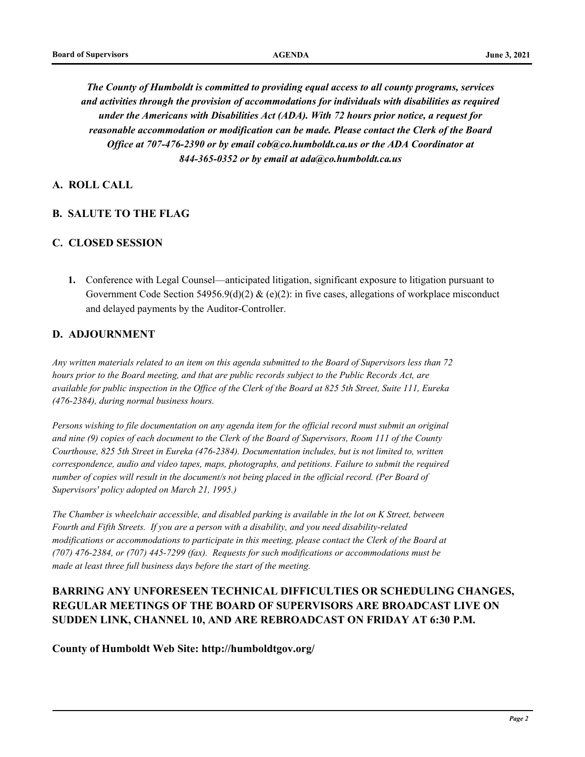***The County of Humboldt is committed to providing equal access to all county programs, services and activities through the provision of accommodations for individuals with disabilities as required under the Americans with Disabilities Act (ADA). With 72 hours prior notice, a request for reasonable accommodation or modification can be made. Please contact the Clerk of the Board Office at 707-476-2390 or by email cob@co.humboldt.ca.us or the ADA Coordinator at 844-365-0352 or by email at ada@co.humboldt.ca.us***

## A. ROLL CALL

## B. SALUTE TO THE FLAG

## C. CLOSED SESSION

1. Conference with Legal Counsel—anticipated litigation, significant exposure to litigation pursuant to Government Code Section 54956.9(d)(2) & (e)(2): in five cases, allegations of workplace misconduct and delayed payments by the Auditor-Controller.

## D. ADJOURNMENT

*Any written materials related to an item on this agenda submitted to the Board of Supervisors less than 72 hours prior to the Board meeting, and that are public records subject to the Public Records Act, are available for public inspection in the Office of the Clerk of the Board at 825 5th Street, Suite 111, Eureka (476-2384), during normal business hours.*

*Persons wishing to file documentation on any agenda item for the official record must submit an original and nine (9) copies of each document to the Clerk of the Board of Supervisors, Room 111 of the County Courthouse, 825 5th Street in Eureka (476-2384). Documentation includes, but is not limited to, written correspondence, audio and video tapes, maps, photographs, and petitions. Failure to submit the required number of copies will result in the document/s not being placed in the official record. (Per Board of Supervisors' policy adopted on March 21, 1995.)*

*The Chamber is wheelchair accessible, and disabled parking is available in the lot on K Street, between Fourth and Fifth Streets. If you are a person with a disability, and you need disability-related modifications or accommodations to participate in this meeting, please contact the Clerk of the Board at (707) 476-2384, or (707) 445-7299 (fax). Requests for such modifications or accommodations must be made at least three full business days before the start of the meeting.*

**BARRING ANY UNFORESEEN TECHNICAL DIFFICULTIES OR SCHEDULING CHANGES, REGULAR MEETINGS OF THE BOARD OF SUPERVISORS ARE BROADCAST LIVE ON SUDDEN LINK, CHANNEL 10, AND ARE REBROADCAST ON FRIDAY AT 6:30 P.M.**

**County of Humboldt Web Site: http://humboldtgov.org/**